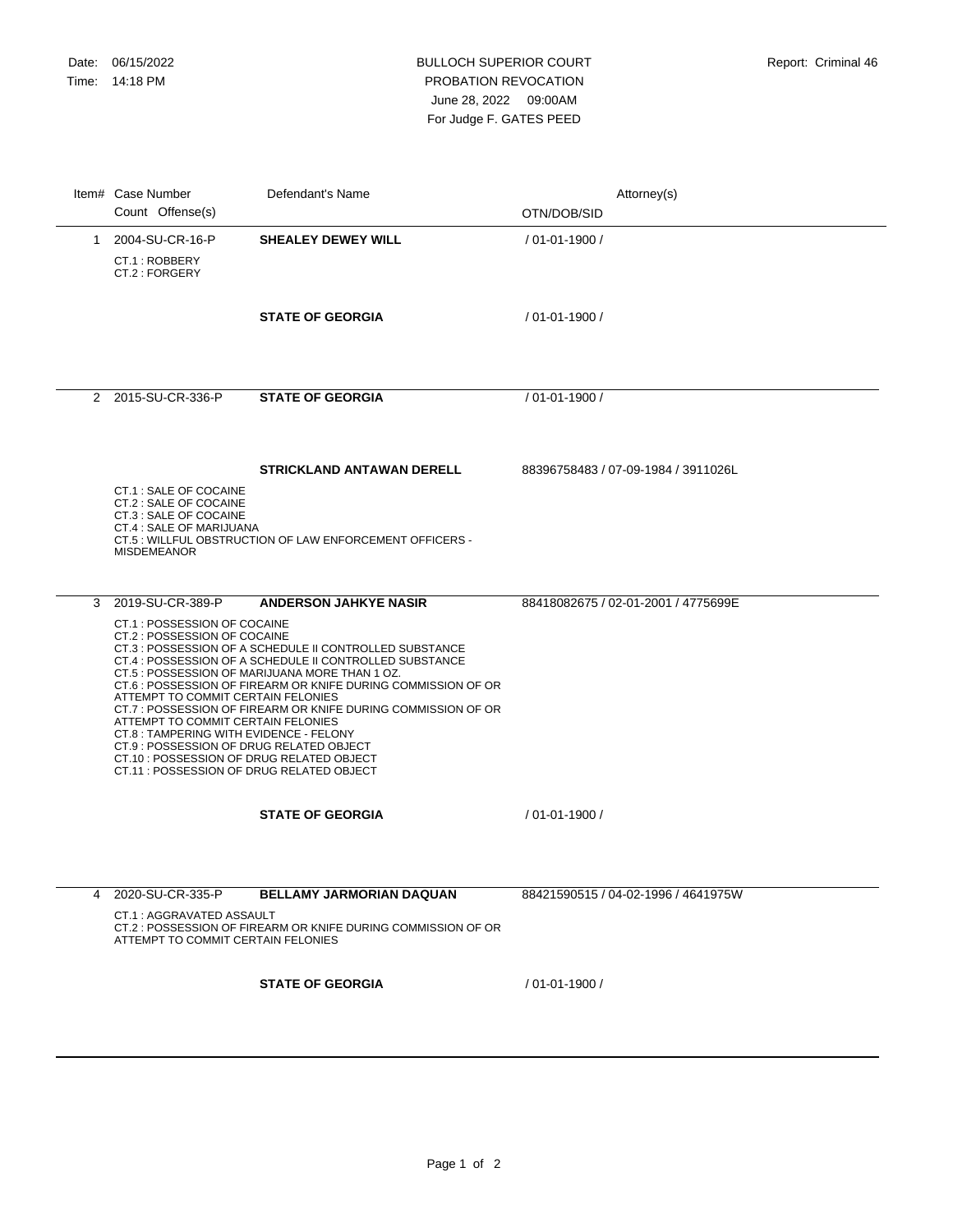Date: 06/15/2022
Time: 14:18 PM

BULLOCH SUPERIOR COURT
PROBATION REVOCATION
June 28, 2022 09:00AM
For Judge F. GATES PEED

Report: Criminal 46

| Item# | Case Number / Count Offense(s) | Defendant's Name | Attorney(s) / OTN/DOB/SID |
|---|---|---|---|
| 1 | 2004-SU-CR-16-P | **SHEALEY DEWEY WILL** | / 01-01-1900 / |
| | CT.1 : ROBBERY<br>CT.2 : FORGERY | | |
| | | **STATE OF GEORGIA** | / 01-01-1900 / |
| 2 | 2015-SU-CR-336-P | **STATE OF GEORGIA** | / 01-01-1900 / |
| | | **STRICKLAND ANTAWAN DERELL** | 88396758483 / 07-09-1984 / 3911026L |
| | CT.1 : SALE OF COCAINE<br>CT.2 : SALE OF COCAINE<br>CT.3 : SALE OF COCAINE<br>CT.4 : SALE OF MARIJUANA<br>CT.5 : WILLFUL OBSTRUCTION OF LAW ENFORCEMENT OFFICERS - MISDEMEANOR | | |
| 3 | 2019-SU-CR-389-P | **ANDERSON JAHKYE NASIR** | 88418082675 / 02-01-2001 / 4775699E |
| | CT.1 : POSSESSION OF COCAINE<br>CT.2 : POSSESSION OF COCAINE<br>CT.3 : POSSESSION OF A SCHEDULE II CONTROLLED SUBSTANCE<br>CT.4 : POSSESSION OF A SCHEDULE II CONTROLLED SUBSTANCE<br>CT.5 : POSSESSION OF MARIJUANA MORE THAN 1 OZ.<br>CT.6 : POSSESSION OF FIREARM OR KNIFE DURING COMMISSION OF OR ATTEMPT TO COMMIT CERTAIN FELONIES<br>CT.7 : POSSESSION OF FIREARM OR KNIFE DURING COMMISSION OF OR ATTEMPT TO COMMIT CERTAIN FELONIES<br>CT.8 : TAMPERING WITH EVIDENCE - FELONY<br>CT.9 : POSSESSION OF DRUG RELATED OBJECT<br>CT.10 : POSSESSION OF DRUG RELATED OBJECT<br>CT.11 : POSSESSION OF DRUG RELATED OBJECT | | |
| | | **STATE OF GEORGIA** | / 01-01-1900 / |
| 4 | 2020-SU-CR-335-P | **BELLAMY JARMORIAN DAQUAN** | 88421590515 / 04-02-1996 / 4641975W |
| | CT.1 : AGGRAVATED ASSAULT<br>CT.2 : POSSESSION OF FIREARM OR KNIFE DURING COMMISSION OF OR ATTEMPT TO COMMIT CERTAIN FELONIES | | |
| | | **STATE OF GEORGIA** | / 01-01-1900 / |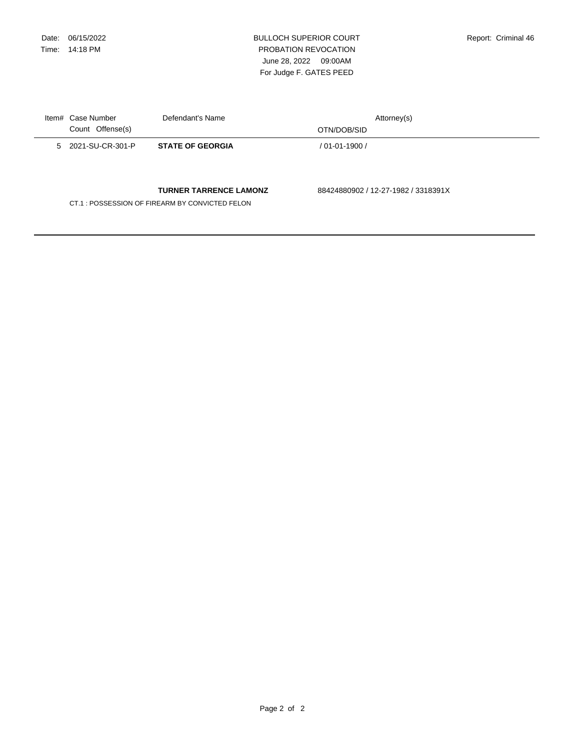Date: 06/15/2022
Time: 14:18 PM

BULLOCH SUPERIOR COURT
PROBATION REVOCATION
June 28, 2022 09:00AM
For Judge F. GATES PEED

Report: Criminal 46

| Item# | Case Number / Count Offense(s) | Defendant's Name | Attorney(s) / OTN/DOB/SID |
|---|---|---|---|
| 5 | 2021-SU-CR-301-P | **STATE OF GEORGIA** | / 01-01-1900 / |
| | | **TURNER TARRENCE LAMONZ** | 88424880902 / 12-27-1982 / 3318391X |
| | CT.1 : POSSESSION OF FIREARM BY CONVICTED FELON | | |